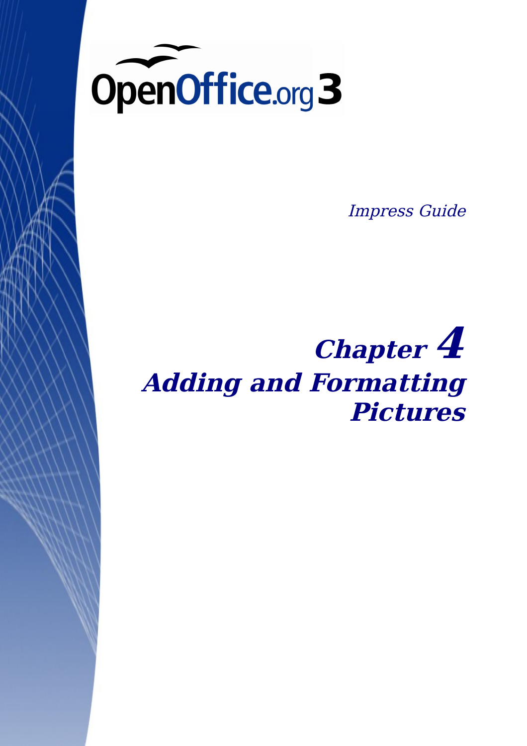OpenOffice.org 3

*Impress Guide*

# *Chapter 4*
# *Adding and Formatting Pictures*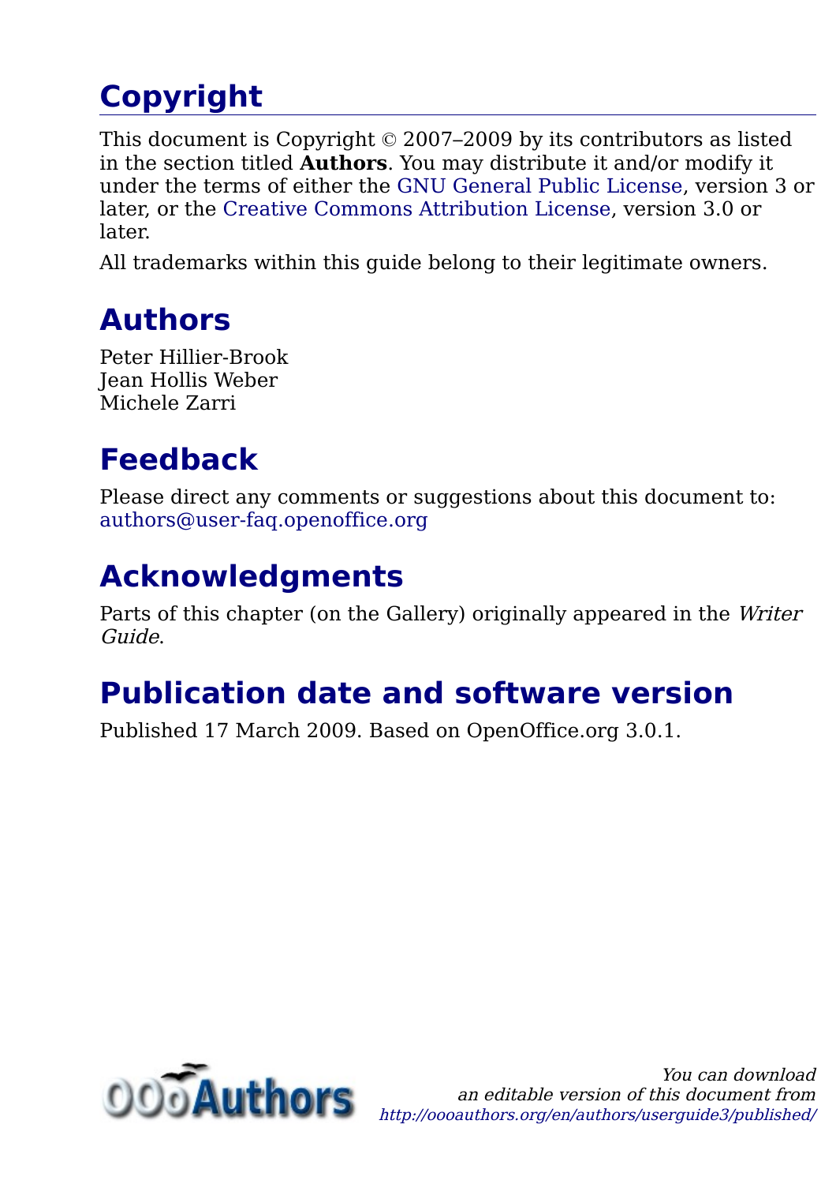# Copyright

This document is Copyright © 2007–2009 by its contributors as listed in the section titled **Authors**. You may distribute it and/or modify it under the terms of either the GNU General Public License, version 3 or later, or the Creative Commons Attribution License, version 3.0 or later.

All trademarks within this guide belong to their legitimate owners.

# Authors

Peter Hillier-Brook
Jean Hollis Weber
Michele Zarri

# Feedback

Please direct any comments or suggestions about this document to: authors@user-faq.openoffice.org

# Acknowledgments

Parts of this chapter (on the Gallery) originally appeared in the *Writer Guide*.

# Publication date and software version

Published 17 March 2009. Based on OpenOffice.org 3.0.1.

*You can download an editable version of this document from http://oooauthors.org/en/authors/userguide3/published/*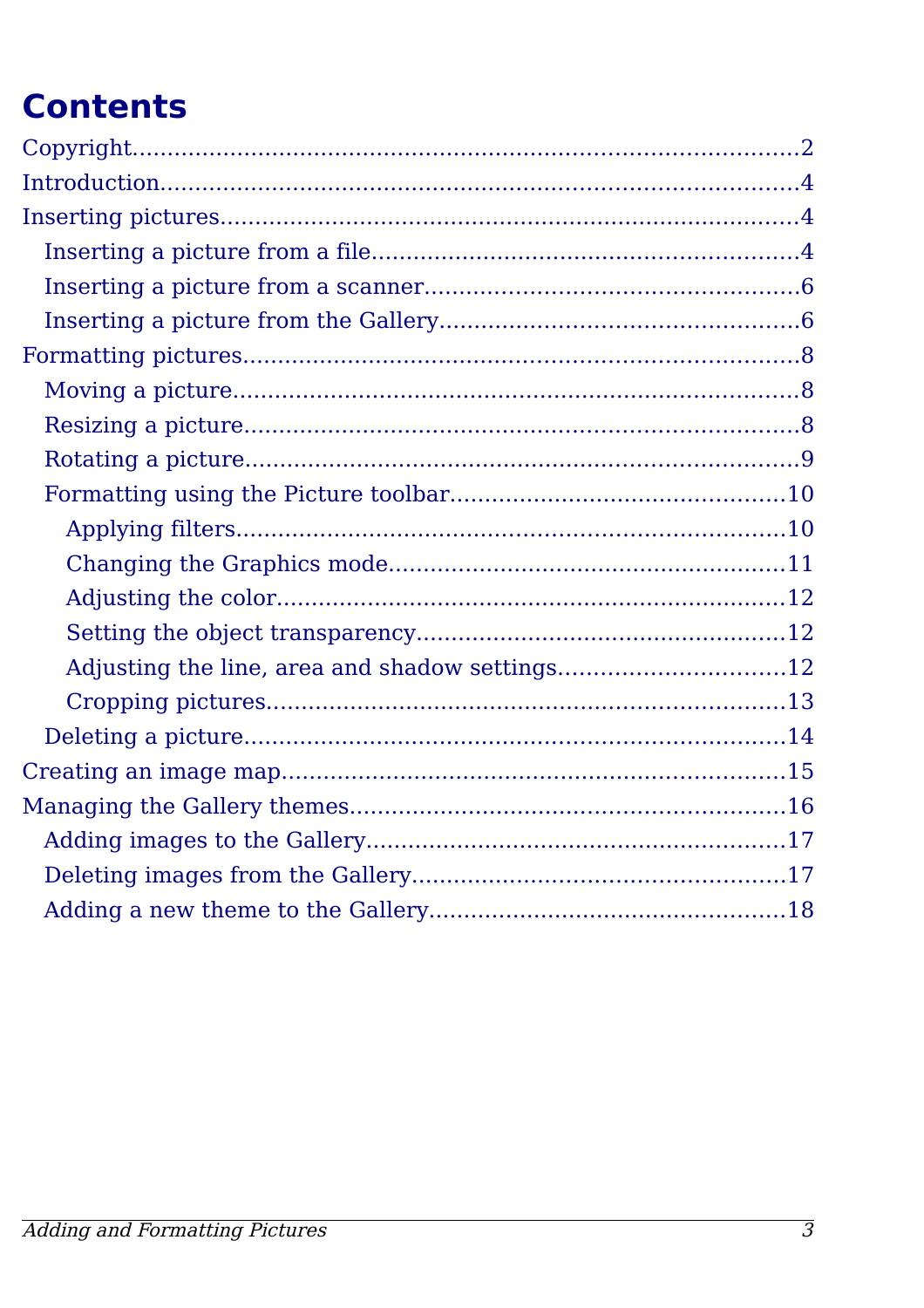# Contents

Copyright.....................................................................................2

Introduction.................................................................................4

Inserting pictures.........................................................................4

- Inserting a picture from a file..................................................4
- Inserting a picture from a scanner...........................................6
- Inserting a picture from the Gallery.........................................6

Formatting pictures......................................................................8

- Moving a picture.....................................................................8
- Resizing a picture....................................................................8
- Rotating a picture....................................................................9
- Formatting using the Picture toolbar......................................10
  - Applying filters..................................................................10
  - Changing the Graphics mode...............................................11
  - Adjusting the color.............................................................12
  - Setting the object transparency...........................................12
  - Adjusting the line, area and shadow settings........................12
  - Cropping pictures...............................................................13
- Deleting a picture..................................................................14

Creating an image map...............................................................15

Managing the Gallery themes.......................................................16

- Adding images to the Gallery..................................................17
- Deleting images from the Gallery............................................17
- Adding a new theme to the Gallery.........................................18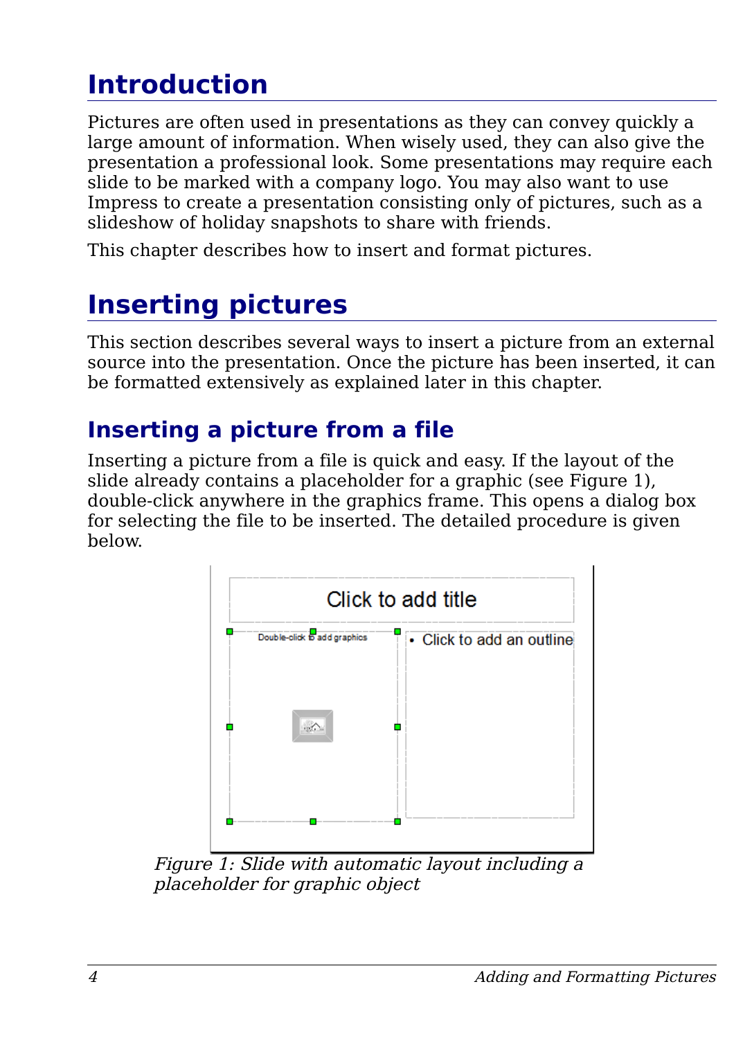# Introduction

Pictures are often used in presentations as they can convey quickly a large amount of information. When wisely used, they can also give the presentation a professional look. Some presentations may require each slide to be marked with a company logo. You may also want to use Impress to create a presentation consisting only of pictures, such as a slideshow of holiday snapshots to share with friends.

This chapter describes how to insert and format pictures.

# Inserting pictures

This section describes several ways to insert a picture from an external source into the presentation. Once the picture has been inserted, it can be formatted extensively as explained later in this chapter.

## Inserting a picture from a file

Inserting a picture from a file is quick and easy. If the layout of the slide already contains a placeholder for a graphic (see Figure 1), double-click anywhere in the graphics frame. This opens a dialog box for selecting the file to be inserted. The detailed procedure is given below.

*Figure 1: Slide with automatic layout including a placeholder for graphic object*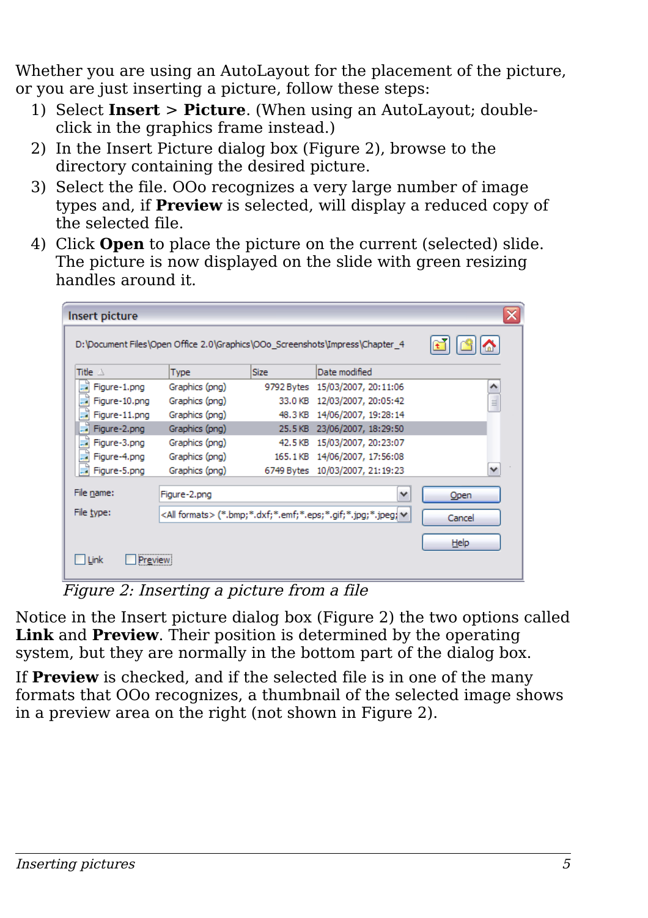Whether you are using an AutoLayout for the placement of the picture, or you are just inserting a picture, follow these steps:

1) Select **Insert > Picture**. (When using an AutoLayout; double-click in the graphics frame instead.)
2) In the Insert Picture dialog box (Figure 2), browse to the directory containing the desired picture.
3) Select the file. OOo recognizes a very large number of image types and, if **Preview** is selected, will display a reduced copy of the selected file.
4) Click **Open** to place the picture on the current (selected) slide. The picture is now displayed on the slide with green resizing handles around it.

*Figure 2: Inserting a picture from a file*

Notice in the Insert picture dialog box (Figure 2) the two options called **Link** and **Preview**. Their position is determined by the operating system, but they are normally in the bottom part of the dialog box.

If **Preview** is checked, and if the selected file is in one of the many formats that OOo recognizes, a thumbnail of the selected image shows in a preview area on the right (not shown in Figure 2).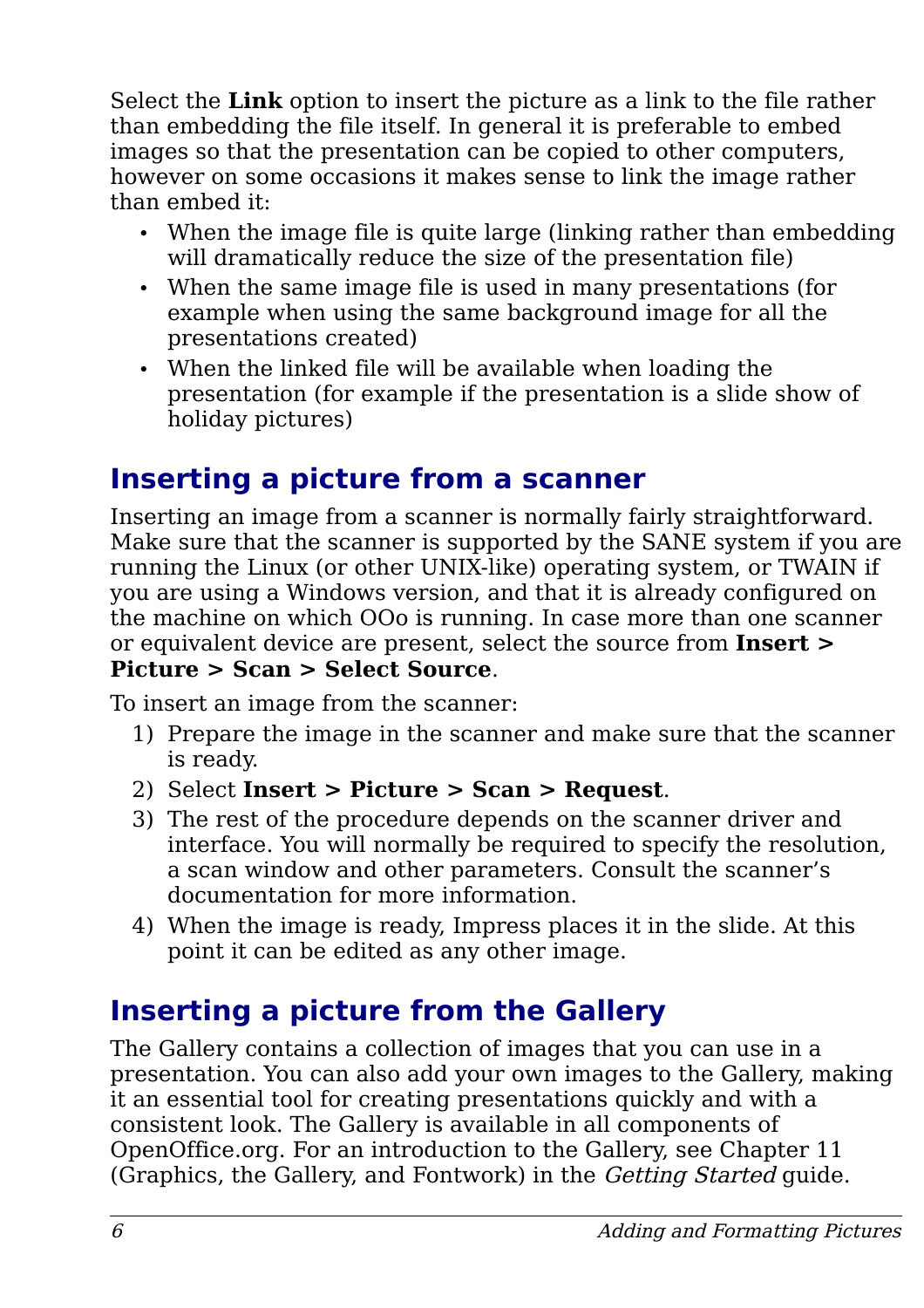Select the **Link** option to insert the picture as a link to the file rather than embedding the file itself. In general it is preferable to embed images so that the presentation can be copied to other computers, however on some occasions it makes sense to link the image rather than embed it:

- When the image file is quite large (linking rather than embedding will dramatically reduce the size of the presentation file)
- When the same image file is used in many presentations (for example when using the same background image for all the presentations created)
- When the linked file will be available when loading the presentation (for example if the presentation is a slide show of holiday pictures)

## Inserting a picture from a scanner

Inserting an image from a scanner is normally fairly straightforward. Make sure that the scanner is supported by the SANE system if you are running the Linux (or other UNIX-like) operating system, or TWAIN if you are using a Windows version, and that it is already configured on the machine on which OOo is running. In case more than one scanner or equivalent device are present, select the source from **Insert > Picture > Scan > Select Source**.

To insert an image from the scanner:

1) Prepare the image in the scanner and make sure that the scanner is ready.
2) Select **Insert > Picture > Scan > Request**.
3) The rest of the procedure depends on the scanner driver and interface. You will normally be required to specify the resolution, a scan window and other parameters. Consult the scanner's documentation for more information.
4) When the image is ready, Impress places it in the slide. At this point it can be edited as any other image.

## Inserting a picture from the Gallery

The Gallery contains a collection of images that you can use in a presentation. You can also add your own images to the Gallery, making it an essential tool for creating presentations quickly and with a consistent look. The Gallery is available in all components of OpenOffice.org. For an introduction to the Gallery, see Chapter 11 (Graphics, the Gallery, and Fontwork) in the *Getting Started* guide.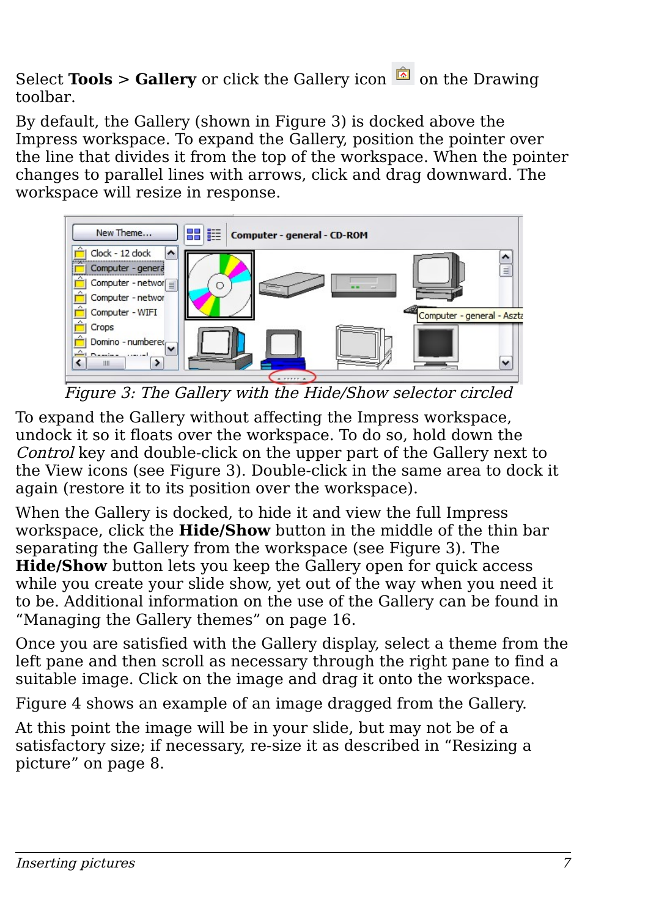Select **Tools > Gallery** or click the Gallery icon on the Drawing toolbar.

By default, the Gallery (shown in Figure 3) is docked above the Impress workspace. To expand the Gallery, position the pointer over the line that divides it from the top of the workspace. When the pointer changes to parallel lines with arrows, click and drag downward. The workspace will resize in response.

*Figure 3: The Gallery with the Hide/Show selector circled*

To expand the Gallery without affecting the Impress workspace, undock it so it floats over the workspace. To do so, hold down the *Control* key and double-click on the upper part of the Gallery next to the View icons (see Figure 3). Double-click in the same area to dock it again (restore it to its position over the workspace).

When the Gallery is docked, to hide it and view the full Impress workspace, click the **Hide/Show** button in the middle of the thin bar separating the Gallery from the workspace (see Figure 3). The **Hide/Show** button lets you keep the Gallery open for quick access while you create your slide show, yet out of the way when you need it to be. Additional information on the use of the Gallery can be found in "Managing the Gallery themes" on page 16.

Once you are satisfied with the Gallery display, select a theme from the left pane and then scroll as necessary through the right pane to find a suitable image. Click on the image and drag it onto the workspace.

Figure 4 shows an example of an image dragged from the Gallery.

At this point the image will be in your slide, but may not be of a satisfactory size; if necessary, re-size it as described in "Resizing a picture" on page 8.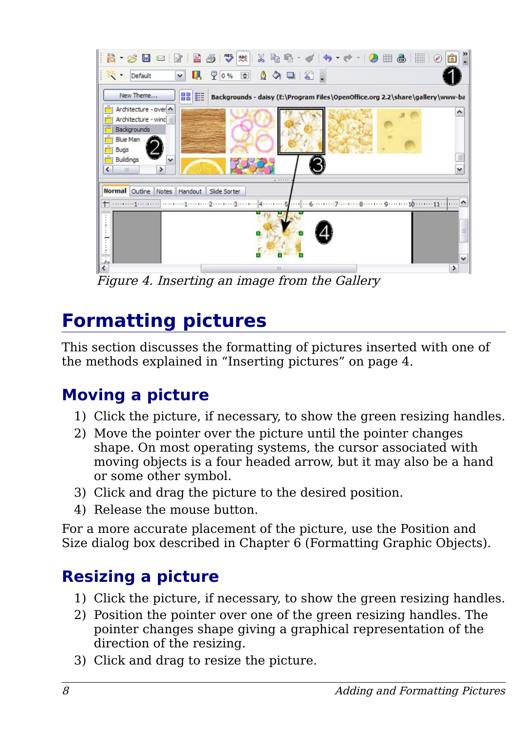*Figure 4. Inserting an image from the Gallery*

# Formatting pictures

This section discusses the formatting of pictures inserted with one of the methods explained in “Inserting pictures” on page 4.

## Moving a picture

1) Click the picture, if necessary, to show the green resizing handles.
2) Move the pointer over the picture until the pointer changes shape. On most operating systems, the cursor associated with moving objects is a four headed arrow, but it may also be a hand or some other symbol.
3) Click and drag the picture to the desired position.
4) Release the mouse button.

For a more accurate placement of the picture, use the Position and Size dialog box described in Chapter 6 (Formatting Graphic Objects).

## Resizing a picture

1) Click the picture, if necessary, to show the green resizing handles.
2) Position the pointer over one of the green resizing handles. The pointer changes shape giving a graphical representation of the direction of the resizing.
3) Click and drag to resize the picture.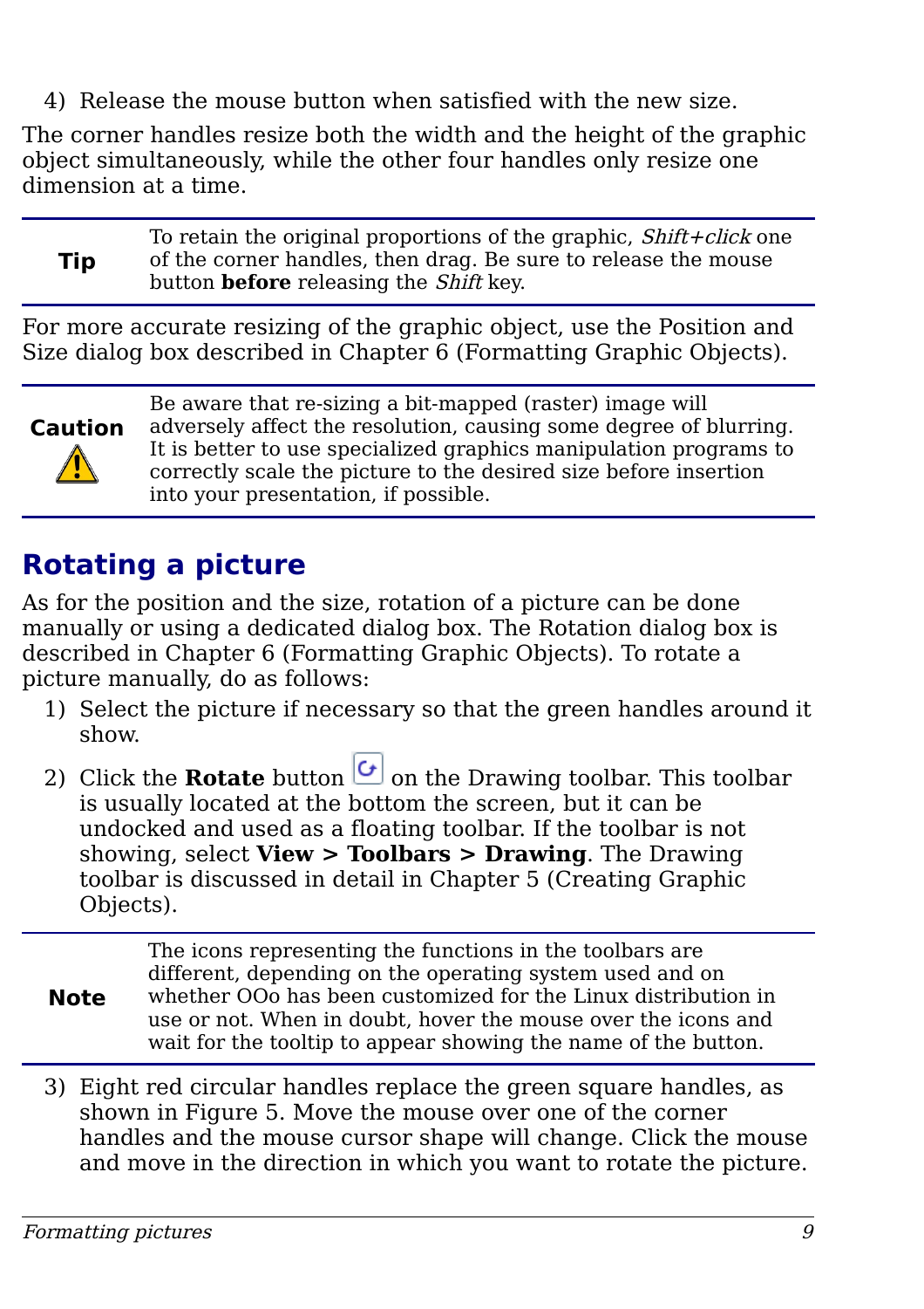4) Release the mouse button when satisfied with the new size.

The corner handles resize both the width and the height of the graphic object simultaneously, while the other four handles only resize one dimension at a time.

| | |
|---|---|
| **Tip** | To retain the original proportions of the graphic, *Shift+click* one of the corner handles, then drag. Be sure to release the mouse button **before** releasing the *Shift* key. |

For more accurate resizing of the graphic object, use the Position and Size dialog box described in Chapter 6 (Formatting Graphic Objects).

| | |
|---|---|
| **Caution** | Be aware that re-sizing a bit-mapped (raster) image will adversely affect the resolution, causing some degree of blurring. It is better to use specialized graphics manipulation programs to correctly scale the picture to the desired size before insertion into your presentation, if possible. |

## Rotating a picture

As for the position and the size, rotation of a picture can be done manually or using a dedicated dialog box. The Rotation dialog box is described in Chapter 6 (Formatting Graphic Objects). To rotate a picture manually, do as follows:

1) Select the picture if necessary so that the green handles around it show.
2) Click the **Rotate** button on the Drawing toolbar. This toolbar is usually located at the bottom the screen, but it can be undocked and used as a floating toolbar. If the toolbar is not showing, select **View > Toolbars > Drawing**. The Drawing toolbar is discussed in detail in Chapter 5 (Creating Graphic Objects).

| | |
|---|---|
| **Note** | The icons representing the functions in the toolbars are different, depending on the operating system used and on whether OOo has been customized for the Linux distribution in use or not. When in doubt, hover the mouse over the icons and wait for the tooltip to appear showing the name of the button. |

3) Eight red circular handles replace the green square handles, as shown in Figure 5. Move the mouse over one of the corner handles and the mouse cursor shape will change. Click the mouse and move in the direction in which you want to rotate the picture.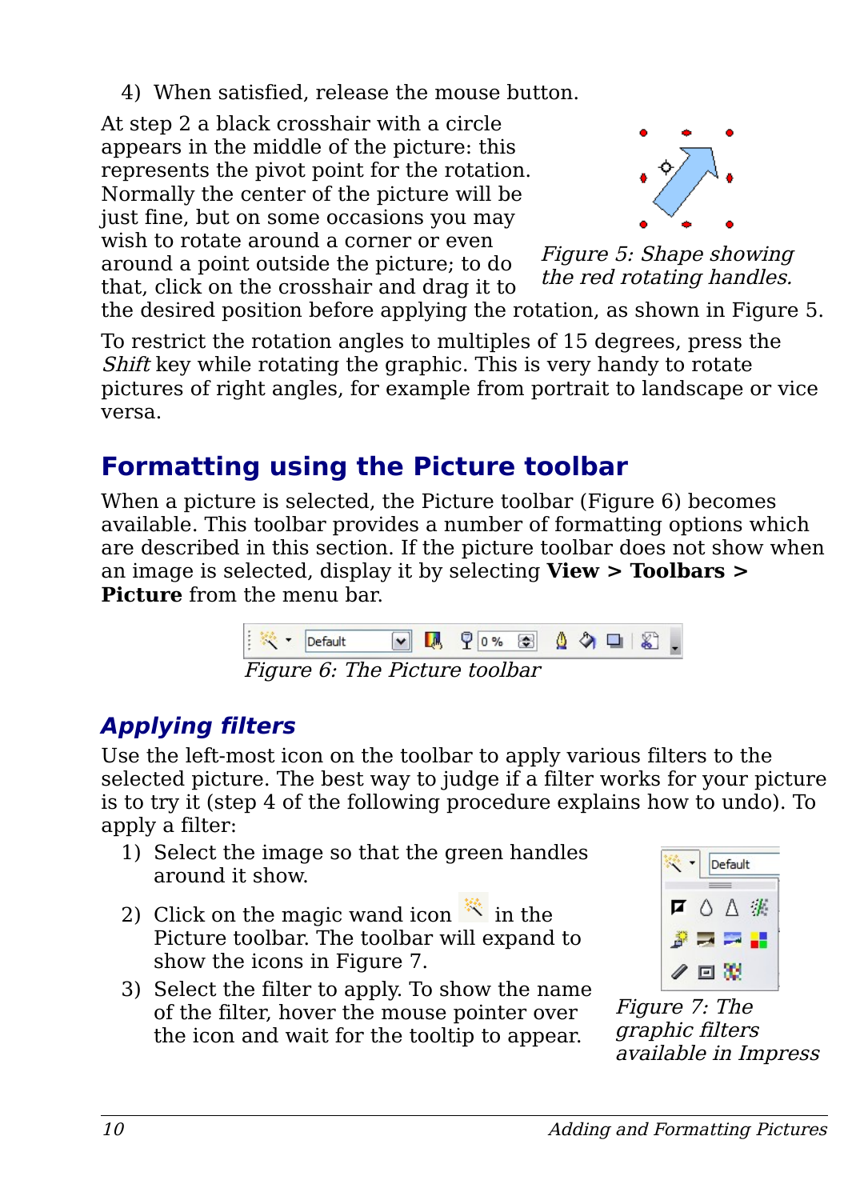4) When satisfied, release the mouse button.

At step 2 a black crosshair with a circle appears in the middle of the picture: this represents the pivot point for the rotation. Normally the center of the picture will be just fine, but on some occasions you may wish to rotate around a corner or even around a point outside the picture; to do that, click on the crosshair and drag it to the desired position before applying the rotation, as shown in Figure 5.

*Figure 5: Shape showing the red rotating handles.*

To restrict the rotation angles to multiples of 15 degrees, press the *Shift* key while rotating the graphic. This is very handy to rotate pictures of right angles, for example from portrait to landscape or vice versa.

## Formatting using the Picture toolbar

When a picture is selected, the Picture toolbar (Figure 6) becomes available. This toolbar provides a number of formatting options which are described in this section. If the picture toolbar does not show when an image is selected, display it by selecting **View > Toolbars > Picture** from the menu bar.

*Figure 6: The Picture toolbar*

### Applying filters

Use the left-most icon on the toolbar to apply various filters to the selected picture. The best way to judge if a filter works for your picture is to try it (step 4 of the following procedure explains how to undo). To apply a filter:

1) Select the image so that the green handles around it show.
2) Click on the magic wand icon in the Picture toolbar. The toolbar will expand to show the icons in Figure 7.
3) Select the filter to apply. To show the name of the filter, hover the mouse pointer over the icon and wait for the tooltip to appear.

*Figure 7: The graphic filters available in Impress*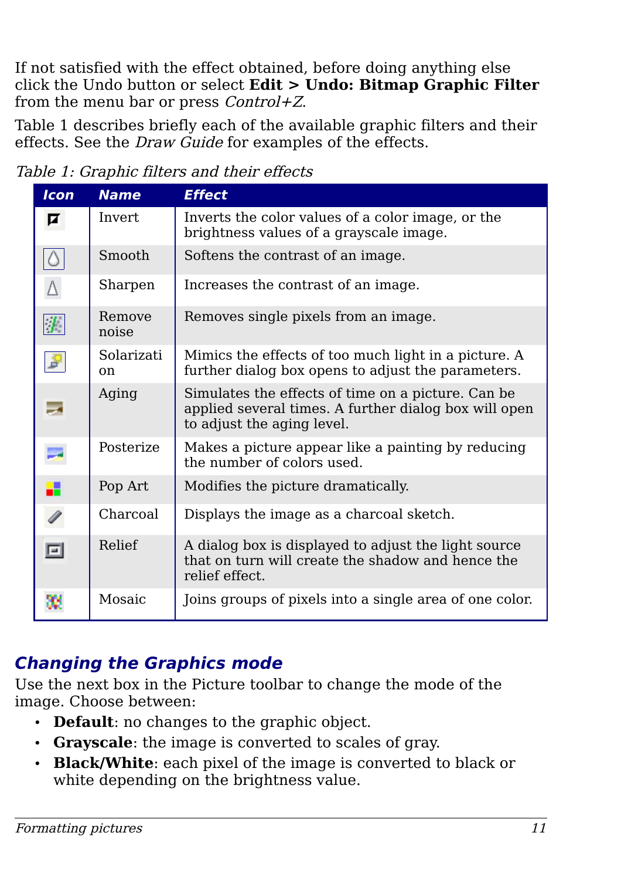If not satisfied with the effect obtained, before doing anything else click the Undo button or select **Edit > Undo: Bitmap Graphic Filter** from the menu bar or press *Control+Z*.

Table 1 describes briefly each of the available graphic filters and their effects. See the *Draw Guide* for examples of the effects.

*Table 1: Graphic filters and their effects*

| Icon | Name | Effect |
|---|---|---|
| | Invert | Inverts the color values of a color image, or the brightness values of a grayscale image. |
| | Smooth | Softens the contrast of an image. |
| | Sharpen | Increases the contrast of an image. |
| | Remove noise | Removes single pixels from an image. |
| | Solarization | Mimics the effects of too much light in a picture. A further dialog box opens to adjust the parameters. |
| | Aging | Simulates the effects of time on a picture. Can be applied several times. A further dialog box will open to adjust the aging level. |
| | Posterize | Makes a picture appear like a painting by reducing the number of colors used. |
| | Pop Art | Modifies the picture dramatically. |
| | Charcoal | Displays the image as a charcoal sketch. |
| | Relief | A dialog box is displayed to adjust the light source that on turn will create the shadow and hence the relief effect. |
| | Mosaic | Joins groups of pixels into a single area of one color. |

## Changing the Graphics mode

Use the next box in the Picture toolbar to change the mode of the image. Choose between:

- **Default**: no changes to the graphic object.
- **Grayscale**: the image is converted to scales of gray.
- **Black/White**: each pixel of the image is converted to black or white depending on the brightness value.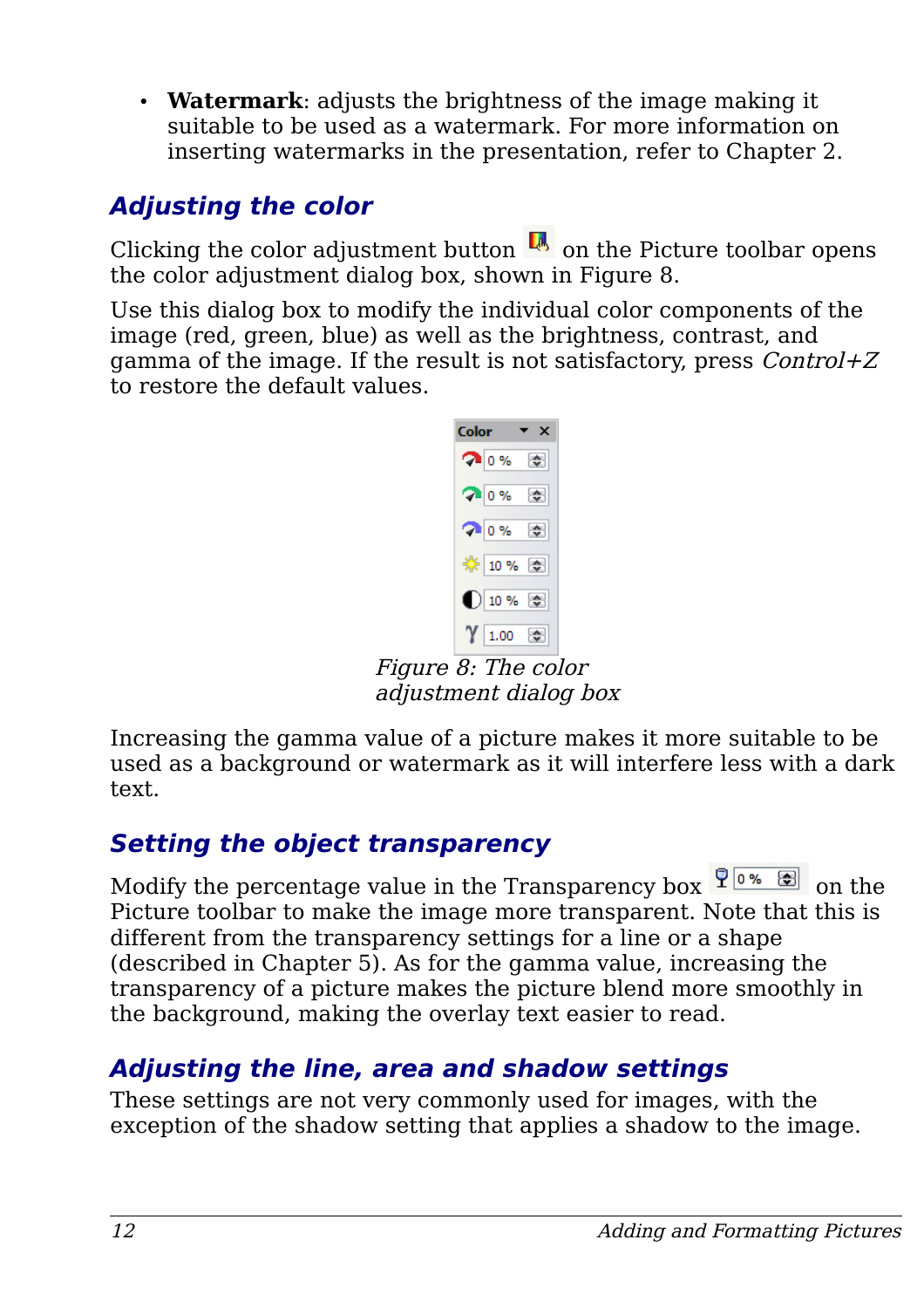- **Watermark**: adjusts the brightness of the image making it suitable to be used as a watermark. For more information on inserting watermarks in the presentation, refer to Chapter 2.

### Adjusting the color

Clicking the color adjustment button on the Picture toolbar opens the color adjustment dialog box, shown in Figure 8.

Use this dialog box to modify the individual color components of the image (red, green, blue) as well as the brightness, contrast, and gamma of the image. If the result is not satisfactory, press *Control+Z* to restore the default values.

*Figure 8: The color adjustment dialog box*

Increasing the gamma value of a picture makes it more suitable to be used as a background or watermark as it will interfere less with a dark text.

### Setting the object transparency

Modify the percentage value in the Transparency box on the Picture toolbar to make the image more transparent. Note that this is different from the transparency settings for a line or a shape (described in Chapter 5). As for the gamma value, increasing the transparency of a picture makes the picture blend more smoothly in the background, making the overlay text easier to read.

### Adjusting the line, area and shadow settings

These settings are not very commonly used for images, with the exception of the shadow setting that applies a shadow to the image.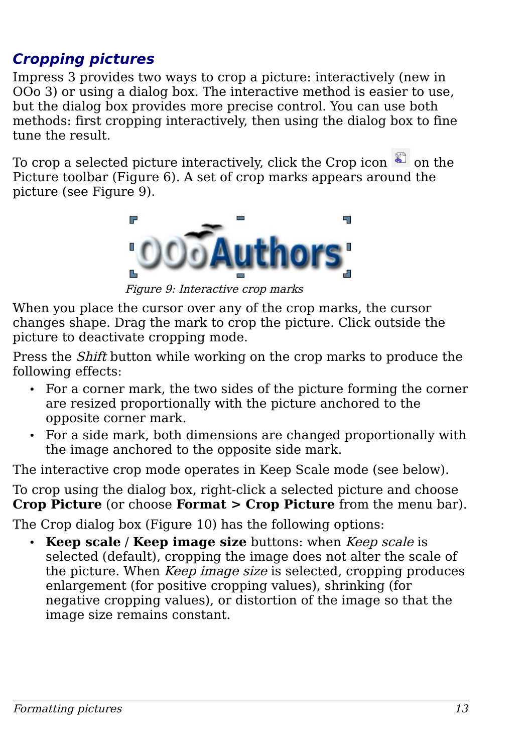### Cropping pictures

Impress 3 provides two ways to crop a picture: interactively (new in OOo 3) or using a dialog box. The interactive method is easier to use, but the dialog box provides more precise control. You can use both methods: first cropping interactively, then using the dialog box to fine tune the result.

To crop a selected picture interactively, click the Crop icon on the Picture toolbar (Figure 6). A set of crop marks appears around the picture (see Figure 9).

*Figure 9: Interactive crop marks*

When you place the cursor over any of the crop marks, the cursor changes shape. Drag the mark to crop the picture. Click outside the picture to deactivate cropping mode.

Press the *Shift* button while working on the crop marks to produce the following effects:

- For a corner mark, the two sides of the picture forming the corner are resized proportionally with the picture anchored to the opposite corner mark.
- For a side mark, both dimensions are changed proportionally with the image anchored to the opposite side mark.

The interactive crop mode operates in Keep Scale mode (see below).

To crop using the dialog box, right-click a selected picture and choose **Crop Picture** (or choose **Format > Crop Picture** from the menu bar).

The Crop dialog box (Figure 10) has the following options:

- **Keep scale / Keep image size** buttons: when *Keep scale* is selected (default), cropping the image does not alter the scale of the picture. When *Keep image size* is selected, cropping produces enlargement (for positive cropping values), shrinking (for negative cropping values), or distortion of the image so that the image size remains constant.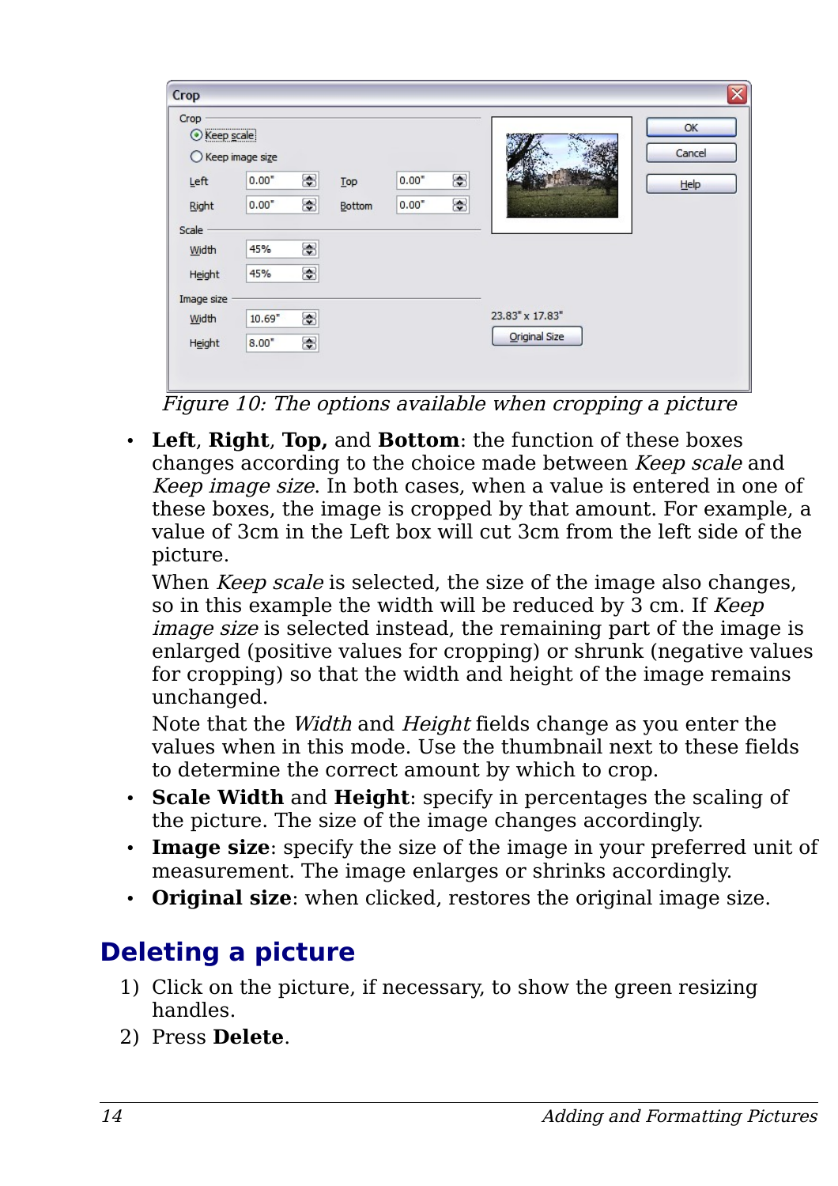*Figure 10: The options available when cropping a picture*

- **Left**, **Right**, **Top,** and **Bottom**: the function of these boxes changes according to the choice made between *Keep scale* and *Keep image size*. In both cases, when a value is entered in one of these boxes, the image is cropped by that amount. For example, a value of 3cm in the Left box will cut 3cm from the left side of the picture.

  When *Keep scale* is selected, the size of the image also changes, so in this example the width will be reduced by 3 cm. If *Keep image size* is selected instead, the remaining part of the image is enlarged (positive values for cropping) or shrunk (negative values for cropping) so that the width and height of the image remains unchanged.

  Note that the *Width* and *Height* fields change as you enter the values when in this mode. Use the thumbnail next to these fields to determine the correct amount by which to crop.
- **Scale Width** and **Height**: specify in percentages the scaling of the picture. The size of the image changes accordingly.
- **Image size**: specify the size of the image in your preferred unit of measurement. The image enlarges or shrinks accordingly.
- **Original size**: when clicked, restores the original image size.

## Deleting a picture

1) Click on the picture, if necessary, to show the green resizing handles.
2) Press **Delete**.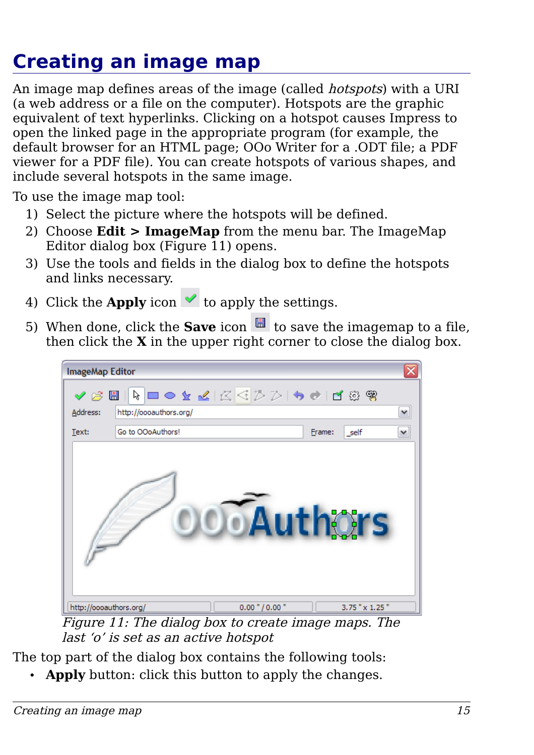# Creating an image map

An image map defines areas of the image (called *hotspots*) with a URI (a web address or a file on the computer). Hotspots are the graphic equivalent of text hyperlinks. Clicking on a hotspot causes Impress to open the linked page in the appropriate program (for example, the default browser for an HTML page; OOo Writer for a .ODT file; a PDF viewer for a PDF file). You can create hotspots of various shapes, and include several hotspots in the same image.

To use the image map tool:

1) Select the picture where the hotspots will be defined.
2) Choose **Edit > ImageMap** from the menu bar. The ImageMap Editor dialog box (Figure 11) opens.
3) Use the tools and fields in the dialog box to define the hotspots and links necessary.
4) Click the **Apply** icon to apply the settings.
5) When done, click the **Save** icon to save the imagemap to a file, then click the **X** in the upper right corner to close the dialog box.

*Figure 11: The dialog box to create image maps. The last 'o' is set as an active hotspot*

The top part of the dialog box contains the following tools:

- **Apply** button: click this button to apply the changes.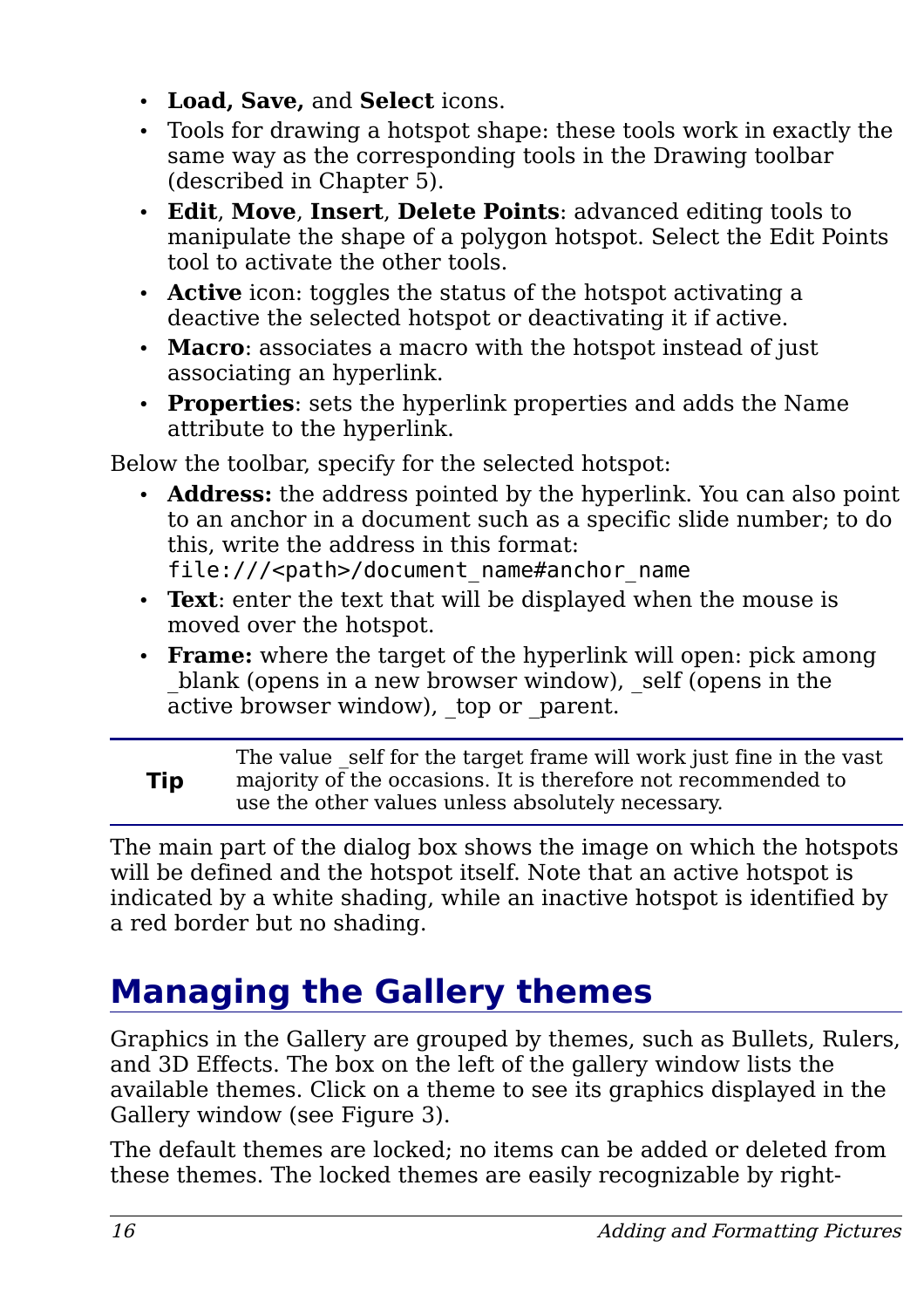- **Load, Save,** and **Select** icons.
- Tools for drawing a hotspot shape: these tools work in exactly the same way as the corresponding tools in the Drawing toolbar (described in Chapter 5).
- **Edit**, **Move**, **Insert**, **Delete Points**: advanced editing tools to manipulate the shape of a polygon hotspot. Select the Edit Points tool to activate the other tools.
- **Active** icon: toggles the status of the hotspot activating a deactive the selected hotspot or deactivating it if active.
- **Macro**: associates a macro with the hotspot instead of just associating an hyperlink.
- **Properties**: sets the hyperlink properties and adds the Name attribute to the hyperlink.

Below the toolbar, specify for the selected hotspot:

- **Address:** the address pointed by the hyperlink. You can also point to an anchor in a document such as a specific slide number; to do this, write the address in this format: `file:///<path>/document_name#anchor_name`
- **Text**: enter the text that will be displayed when the mouse is moved over the hotspot.
- **Frame:** where the target of the hyperlink will open: pick among _blank (opens in a new browser window), _self (opens in the active browser window), _top or _parent.

> **Tip** The value _self for the target frame will work just fine in the vast majority of the occasions. It is therefore not recommended to use the other values unless absolutely necessary.

The main part of the dialog box shows the image on which the hotspots will be defined and the hotspot itself. Note that an active hotspot is indicated by a white shading, while an inactive hotspot is identified by a red border but no shading.

# Managing the Gallery themes

Graphics in the Gallery are grouped by themes, such as Bullets, Rulers, and 3D Effects. The box on the left of the gallery window lists the available themes. Click on a theme to see its graphics displayed in the Gallery window (see Figure 3).

The default themes are locked; no items can be added or deleted from these themes. The locked themes are easily recognizable by right-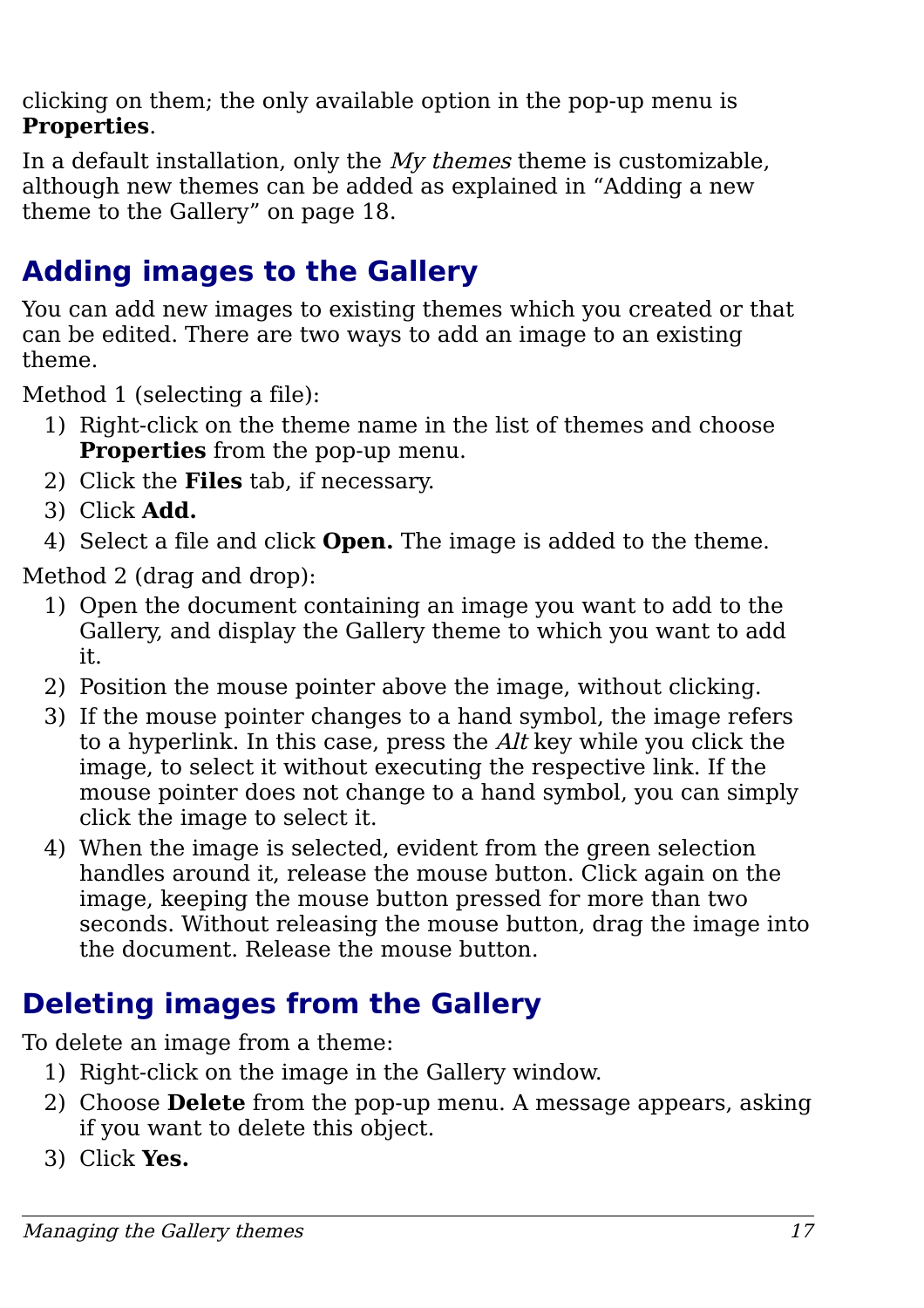clicking on them; the only available option in the pop-up menu is **Properties**.

In a default installation, only the *My themes* theme is customizable, although new themes can be added as explained in "Adding a new theme to the Gallery" on page 18.

## Adding images to the Gallery

You can add new images to existing themes which you created or that can be edited. There are two ways to add an image to an existing theme.

Method 1 (selecting a file):

1) Right-click on the theme name in the list of themes and choose **Properties** from the pop-up menu.
2) Click the **Files** tab, if necessary.
3) Click **Add.**
4) Select a file and click **Open.** The image is added to the theme.

Method 2 (drag and drop):

1) Open the document containing an image you want to add to the Gallery, and display the Gallery theme to which you want to add it.
2) Position the mouse pointer above the image, without clicking.
3) If the mouse pointer changes to a hand symbol, the image refers to a hyperlink. In this case, press the *Alt* key while you click the image, to select it without executing the respective link. If the mouse pointer does not change to a hand symbol, you can simply click the image to select it.
4) When the image is selected, evident from the green selection handles around it, release the mouse button. Click again on the image, keeping the mouse button pressed for more than two seconds. Without releasing the mouse button, drag the image into the document. Release the mouse button.

## Deleting images from the Gallery

To delete an image from a theme:

1) Right-click on the image in the Gallery window.
2) Choose **Delete** from the pop-up menu. A message appears, asking if you want to delete this object.
3) Click **Yes.**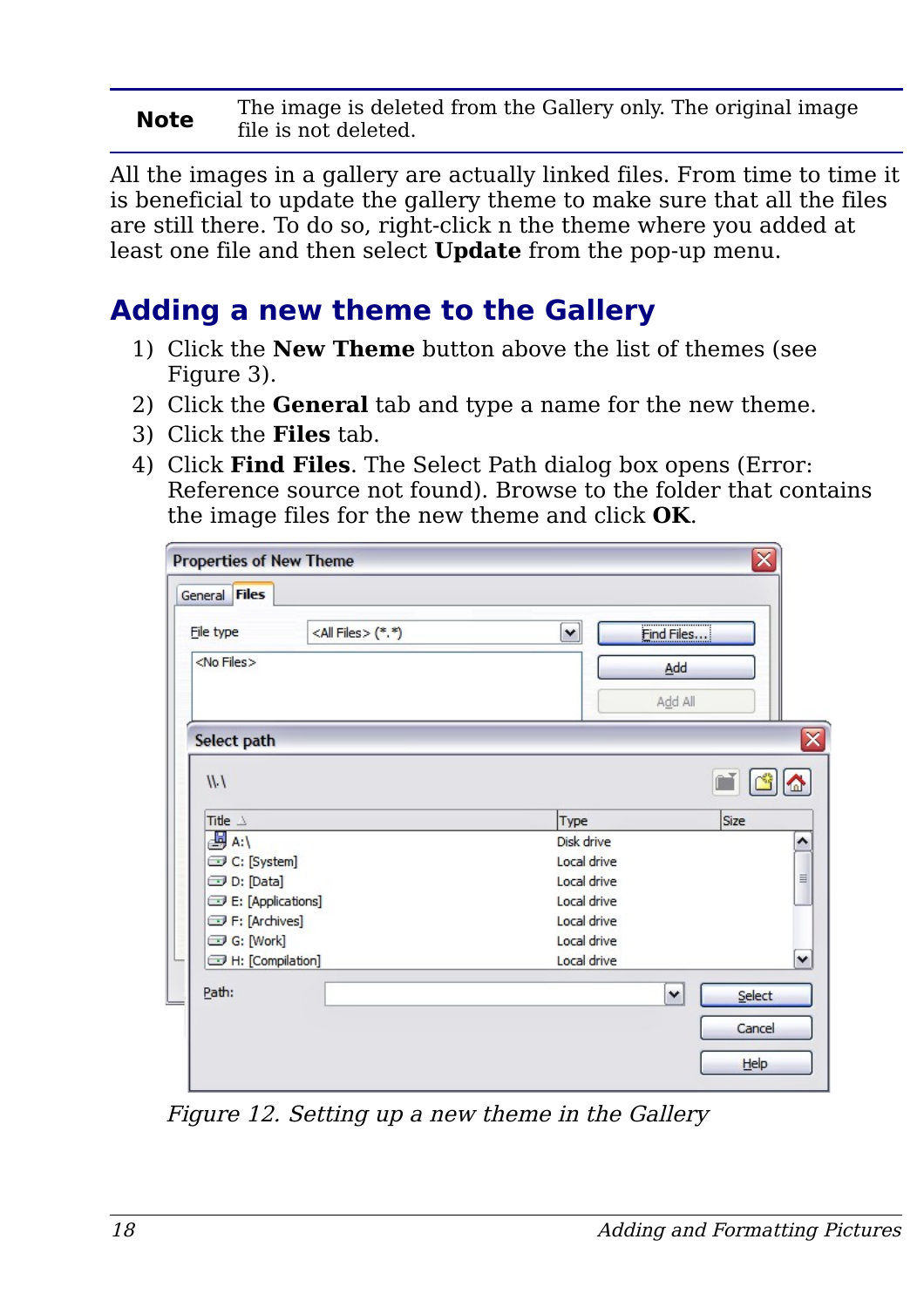| **Note** | The image is deleted from the Gallery only. The original image file is not deleted. |
|---|---|

All the images in a gallery are actually linked files. From time to time it is beneficial to update the gallery theme to make sure that all the files are still there. To do so, right-click n the theme where you added at least one file and then select **Update** from the pop-up menu.

## Adding a new theme to the Gallery

1) Click the **New Theme** button above the list of themes (see Figure 3).
2) Click the **General** tab and type a name for the new theme.
3) Click the **Files** tab.
4) Click **Find Files**. The Select Path dialog box opens (Error: Reference source not found). Browse to the folder that contains the image files for the new theme and click **OK**.

*Figure 12. Setting up a new theme in the Gallery*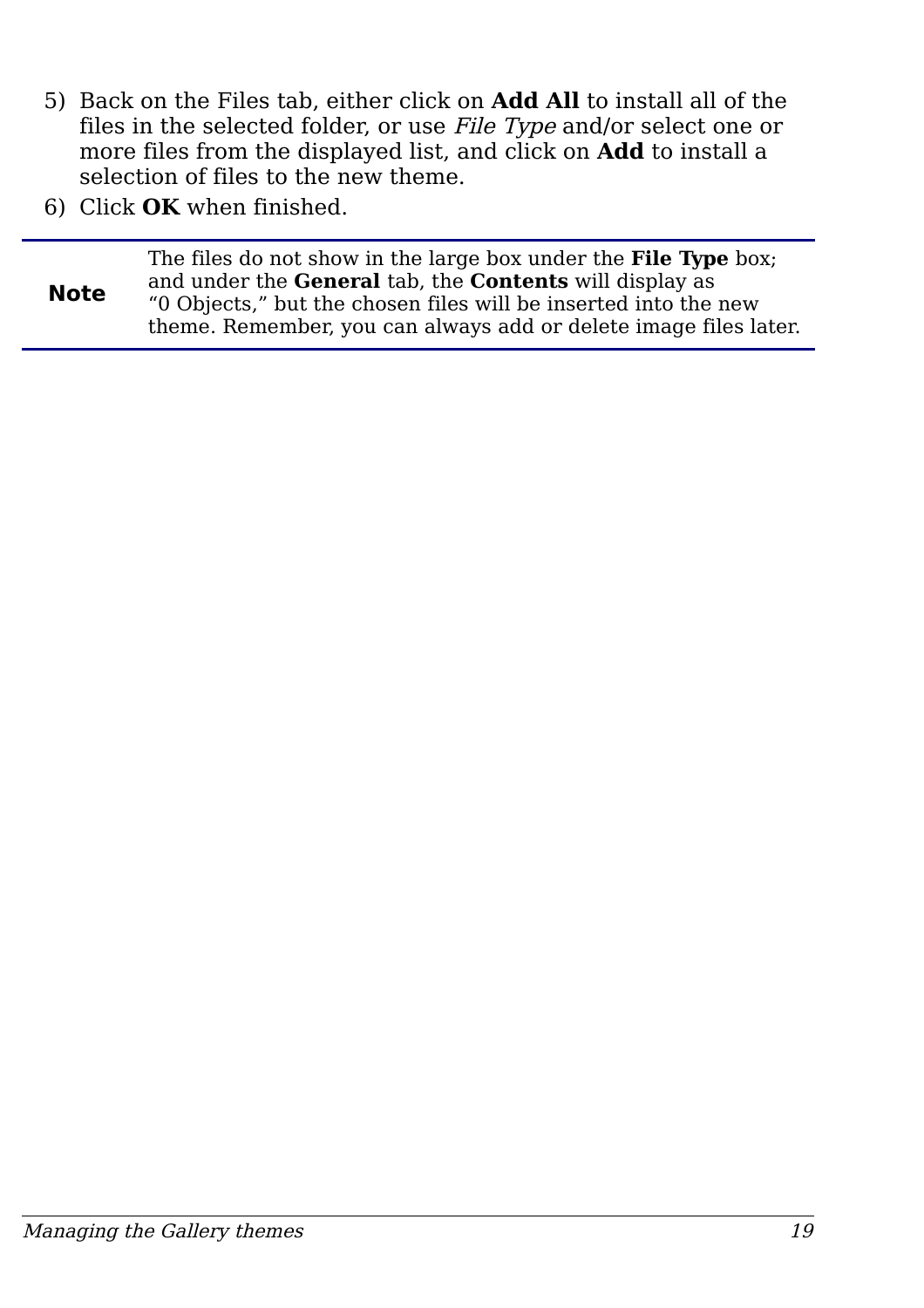5) Back on the Files tab, either click on **Add All** to install all of the files in the selected folder, or use *File Type* and/or select one or more files from the displayed list, and click on **Add** to install a selection of files to the new theme.
6) Click **OK** when finished.

| | |
|---|---|
| **Note** | The files do not show in the large box under the **File Type** box; and under the **General** tab, the **Contents** will display as “0 Objects,” but the chosen files will be inserted into the new theme. Remember, you can always add or delete image files later. |